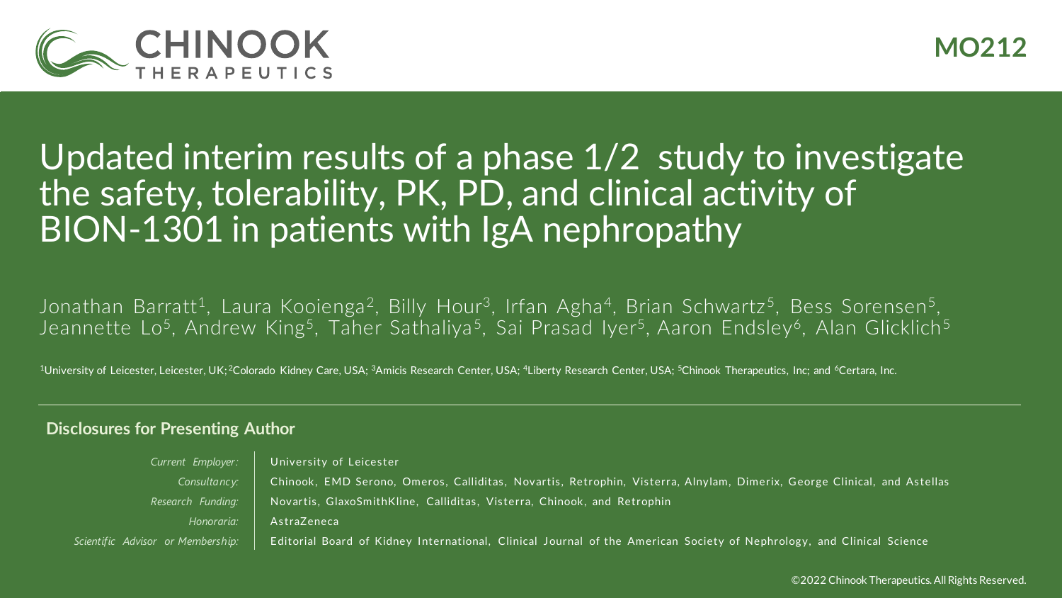CHINOOK THERAPEUTICS

MO212

# Updated interim results of a phase 1/2 study to investigate the safety, tolerability, PK, PD, and clinical activity of BION-1301 in patients with IgA nephropathy

Jonathan Barratt[1], Laura Kooienga[2], Billy Hour[3], Irfan Agha[4], Brian Schwartz[5], Bess Sorensen[5], Jeannette Lo[5], Andrew King[5], Taher Sathaliya[5], Sai Prasad Iyer[5], Aaron Endsley[6], Alan Glicklich[5]

[1]University of Leicester, Leicester, UK; [2]Colorado Kidney Care, USA; [3]Amicis Research Center, USA; [4]Liberty Research Center, USA; [5]Chinook Therapeutics, Inc; and [6]Certara, Inc.

## Disclosures for Presenting Author

| | |
|---|---|
| *Current Employer:* | University of Leicester |
| *Consultancy:* | Chinook, EMD Serono, Omeros, Calliditas, Novartis, Retrophin, Visterra, Alnylam, Dimerix, George Clinical, and Astellas |
| *Research Funding:* | Novartis, GlaxoSmithKline, Calliditas, Visterra, Chinook, and Retrophin |
| *Honoraria:* | AstraZeneca |
| *Scientific Advisor or Membership:* | Editorial Board of Kidney International, Clinical Journal of the American Society of Nephrology, and Clinical Science |

©2022 Chinook Therapeutics. All Rights Reserved.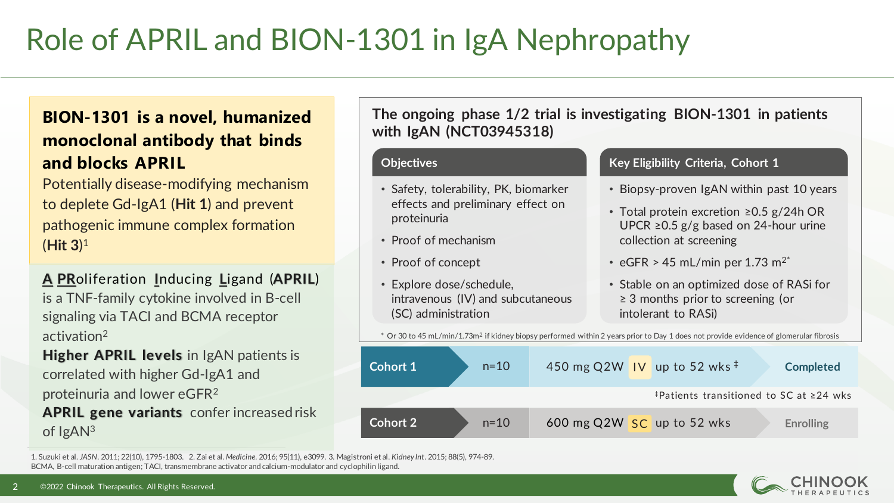# Role of APRIL and BION-1301 in IgA Nephropathy

**BION-1301 is a novel, humanized monoclonal antibody that binds and blocks APRIL**

Potentially disease-modifying mechanism to deplete Gd-IgA1 (**Hit 1**) and prevent pathogenic immune complex formation (**Hit 3**)[1]

**A PR**oliferation **I**nducing **L**igand (**APRIL**) is a TNF-family cytokine involved in B-cell signaling via TACI and BCMA receptor activation[2]

**Higher APRIL levels** in IgAN patients is correlated with higher Gd-IgA1 and proteinuria and lower eGFR[2]

**APRIL gene variants** confer increased risk of IgAN[3]

## The ongoing phase 1/2 trial is investigating BION-1301 in patients with IgAN (NCT03945318)

### Objectives

- Safety, tolerability, PK, biomarker effects and preliminary effect on proteinuria
- Proof of mechanism
- Proof of concept
- Explore dose/schedule, intravenous (IV) and subcutaneous (SC) administration

### Key Eligibility Criteria, Cohort 1

- Biopsy-proven IgAN within past 10 years
- Total protein excretion ≥0.5 g/24h OR UPCR ≥0.5 g/g based on 24-hour urine collection at screening
- eGFR > 45 mL/min per 1.73 $m^{2}$*
- Stable on an optimized dose of RASi for ≥ 3 months prior to screening (or intolerant to RASi)

\* Or 30 to 45 mL/min/1.73$m^2$ if kidney biopsy performed within 2 years prior to Day 1 does not provide evidence of glomerular fibrosis

| Cohort | n | Regimen | Status |
|---|---|---|---|
| Cohort 1 | n=10 | 450 mg Q2W IV up to 52 wks ‡ | Completed |
| Cohort 2 | n=10 | 600 mg Q2W SC up to 52 wks | Enrolling |

‡Patients transitioned to SC at ≥24 wks

1. Suzuki et al. *JASN*. 2011; 22(10), 1795-1803. 2. Zai et al. *Medicine*. 2016; 95(11), e3099. 3. Magistroni et al. *Kidney Int*. 2015; 88(5), 974-89.
BCMA, B-cell maturation antigen; TACI, transmembrane activator and calcium-modulator and cyclophilin ligand.

©2022 Chinook Therapeutics. All Rights Reserved.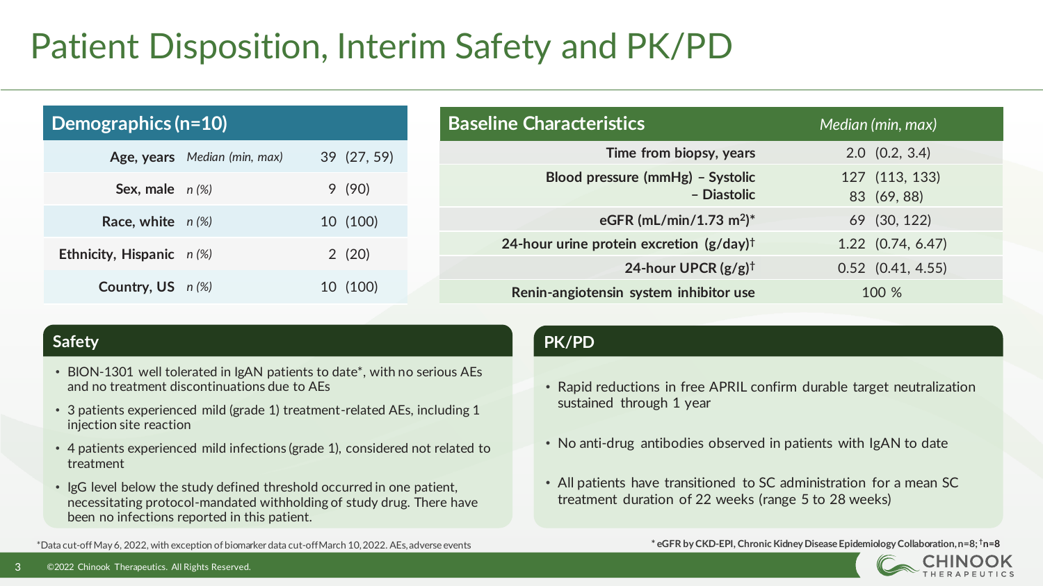# Patient Disposition, Interim Safety and PK/PD

| Demographics (n=10) | | |
|---|---|---|
| **Age, years** | *Median (min, max)* | 39 (27, 59) |
| **Sex, male** | *n (%)* | 9 (90) |
| **Race, white** | *n (%)* | 10 (100) |
| **Ethnicity, Hispanic** | *n (%)* | 2 (20) |
| **Country, US** | *n (%)* | 10 (100) |

| Baseline Characteristics | *Median (min, max)* |
|---|---|
| **Time from biopsy, years** | 2.0 (0.2, 3.4) |
| **Blood pressure (mmHg) – Systolic** | 127 (113, 133) |
| **– Diastolic** | 83 (69, 88) |
| **eGFR (mL/min/1.73 $m^2$)*** | 69 (30, 122) |
| **24-hour urine protein excretion (g/day)†** | 1.22 (0.74, 6.47) |
| **24-hour UPCR (g/g)†** | 0.52 (0.41, 4.55) |
| **Renin-angiotensin system inhibitor use** | 100 % |

## Safety

- BION-1301 well tolerated in IgAN patients to date*, with no serious AEs and no treatment discontinuations due to AEs
- 3 patients experienced mild (grade 1) treatment-related AEs, including 1 injection site reaction
- 4 patients experienced mild infections (grade 1), considered not related to treatment
- IgG level below the study defined threshold occurred in one patient, necessitating protocol-mandated withholding of study drug. There have been no infections reported in this patient.

## PK/PD

- Rapid reductions in free APRIL confirm durable target neutralization sustained through 1 year
- No anti-drug antibodies observed in patients with IgAN to date
- All patients have transitioned to SC administration for a mean SC treatment duration of 22 weeks (range 5 to 28 weeks)

*Data cut-off May 6, 2022, with exception of biomarker data cut-off March 10, 2022. AEs, adverse events

**\* eGFR by CKD-EPI, Chronic Kidney Disease Epidemiology Collaboration, n=8; †n=8**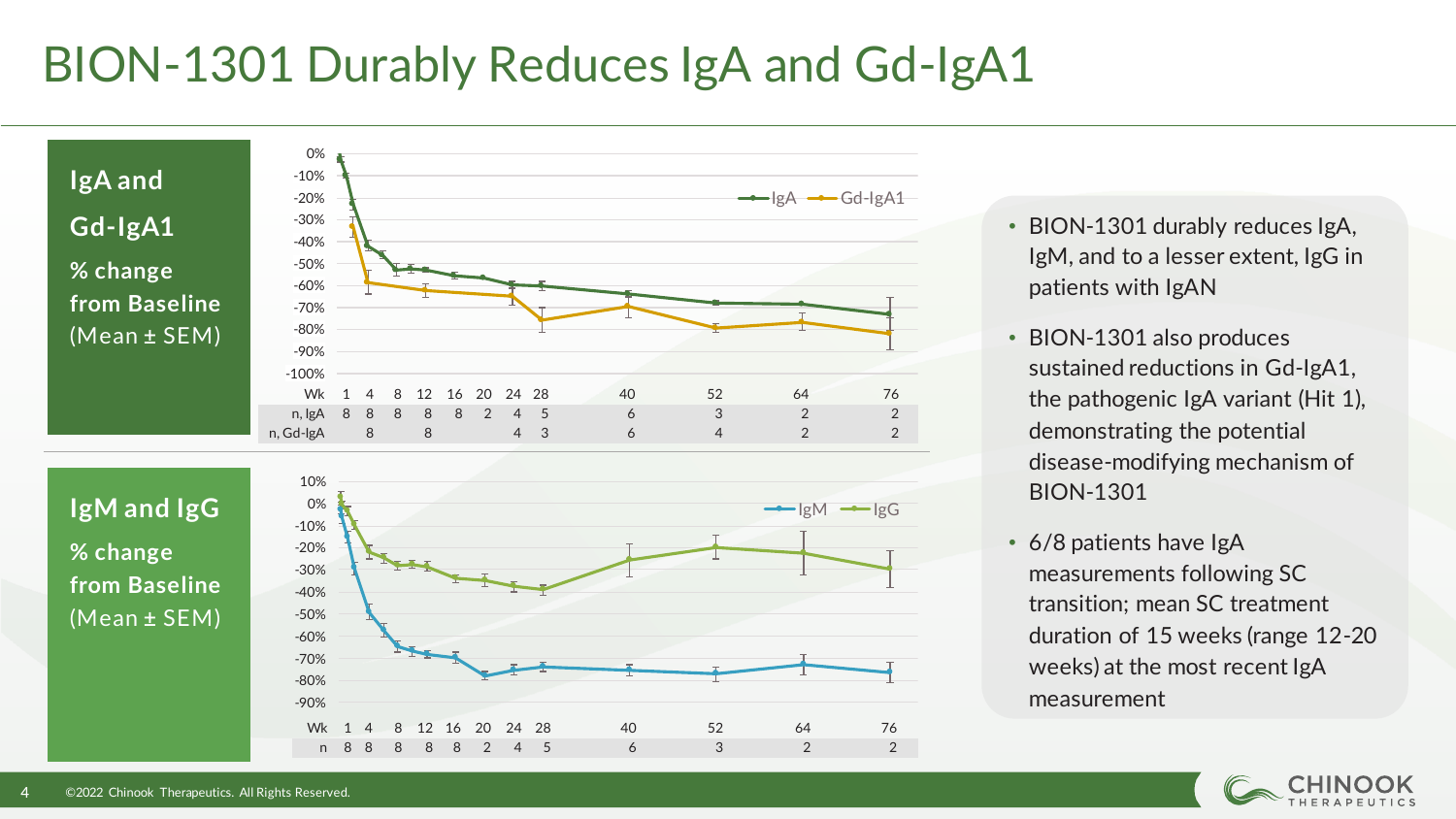# BION-1301 Durably Reduces IgA and Gd-IgA1

**IgA and Gd-IgA1**

**% change from Baseline**

(Mean ± SEM)

| Wk | 1 | 4 | 8 | 12 | 16 | 20 | 24 | 28 | 40 | 52 | 64 | 76 |
|---|---|---|---|---|---|---|---|---|---|---|---|---|
| n, IgA | 8 | 8 | 8 | 8 | 8 | 2 | 4 | 5 | 6 | 3 | 2 | 2 |
| n, Gd-IgA | | 8 | | 8 | | | 4 | 3 | 6 | 4 | 2 | 2 |

**IgM and IgG**

**% change from Baseline**

(Mean ± SEM)

| Wk | 1 | 4 | 8 | 12 | 16 | 20 | 24 | 28 | 40 | 52 | 64 | 76 |
|---|---|---|---|---|---|---|---|---|---|---|---|---|
| n | 8 | 8 | 8 | 8 | 8 | 2 | 4 | 5 | 6 | 3 | 2 | 2 |

- BION-1301 durably reduces IgA, IgM, and to a lesser extent, IgG in patients with IgAN
- BION-1301 also produces sustained reductions in Gd-IgA1, the pathogenic IgA variant (Hit 1), demonstrating the potential disease-modifying mechanism of BION-1301
- 6/8 patients have IgA measurements following SC transition; mean SC treatment duration of 15 weeks (range 12-20 weeks) at the most recent IgA measurement

©2022 Chinook Therapeutics. All Rights Reserved.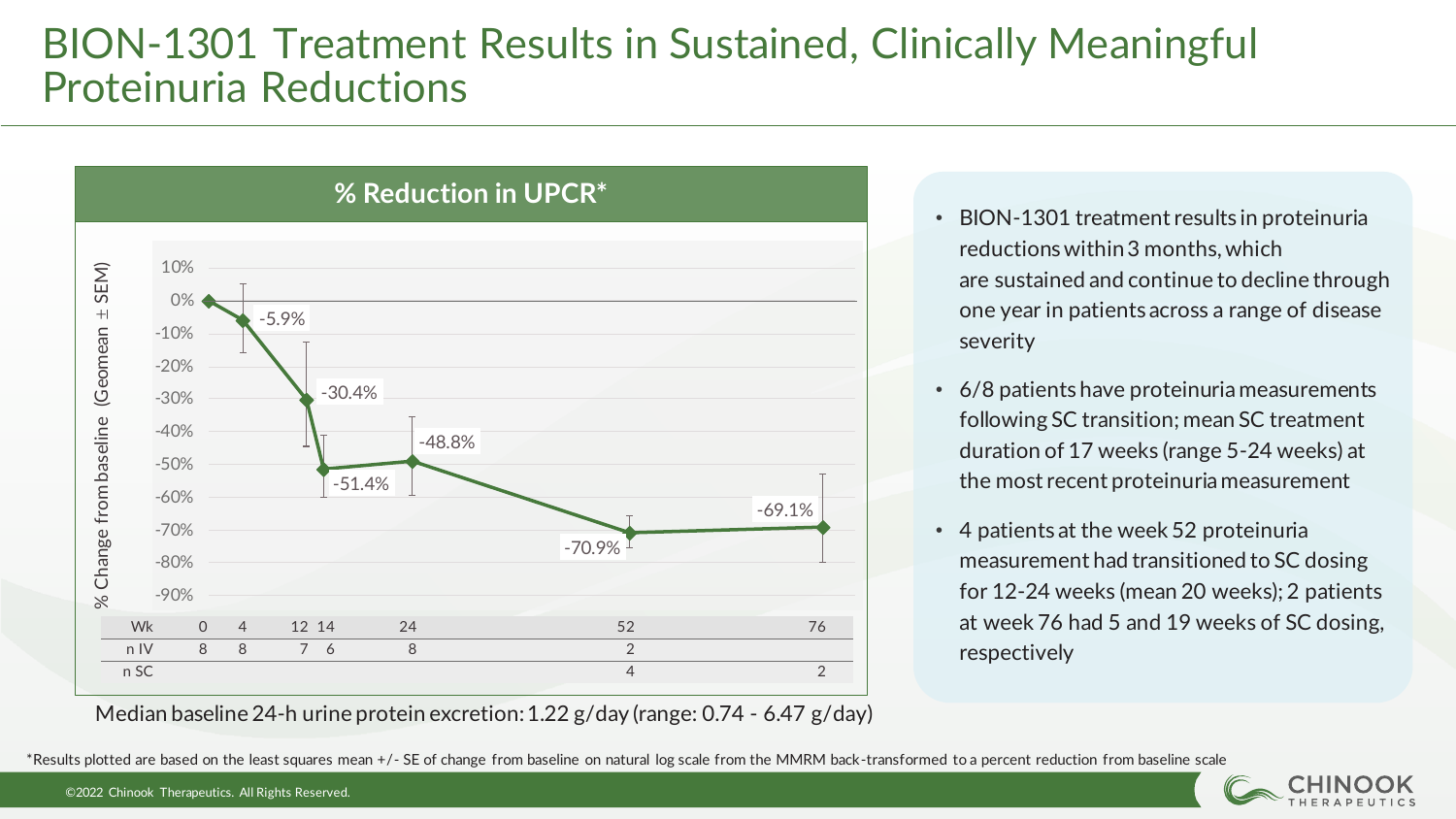# BION-1301 Treatment Results in Sustained, Clinically Meaningful Proteinuria Reductions

**% Reduction in UPCR***

% Change from baseline (Geomean ± SEM)

| Wk | 0 | 4 | 12 | 14 | 24 | 52 | 76 |
|---|---|---|---|---|---|---|---|
| % Change | 0% | -5.9% | -30.4% | -51.4% | -48.8% | -70.9% | -69.1% |
| n IV | 8 | 8 | 7 | 6 | 8 | 2 | |
| n SC | | | | | | 4 | 2 |

Median baseline 24-h urine protein excretion: 1.22 g/day (range: 0.74 - 6.47 g/day)

- BION-1301 treatment results in proteinuria reductions within 3 months, which are sustained and continue to decline through one year in patients across a range of disease severity
- 6/8 patients have proteinuria measurements following SC transition; mean SC treatment duration of 17 weeks (range 5-24 weeks) at the most recent proteinuria measurement
- 4 patients at the week 52 proteinuria measurement had transitioned to SC dosing for 12-24 weeks (mean 20 weeks); 2 patients at week 76 had 5 and 19 weeks of SC dosing, respectively

*Results plotted are based on the least squares mean +/- SE of change from baseline on natural log scale from the MMRM back-transformed to a percent reduction from baseline scale

©2022 Chinook Therapeutics. All Rights Reserved.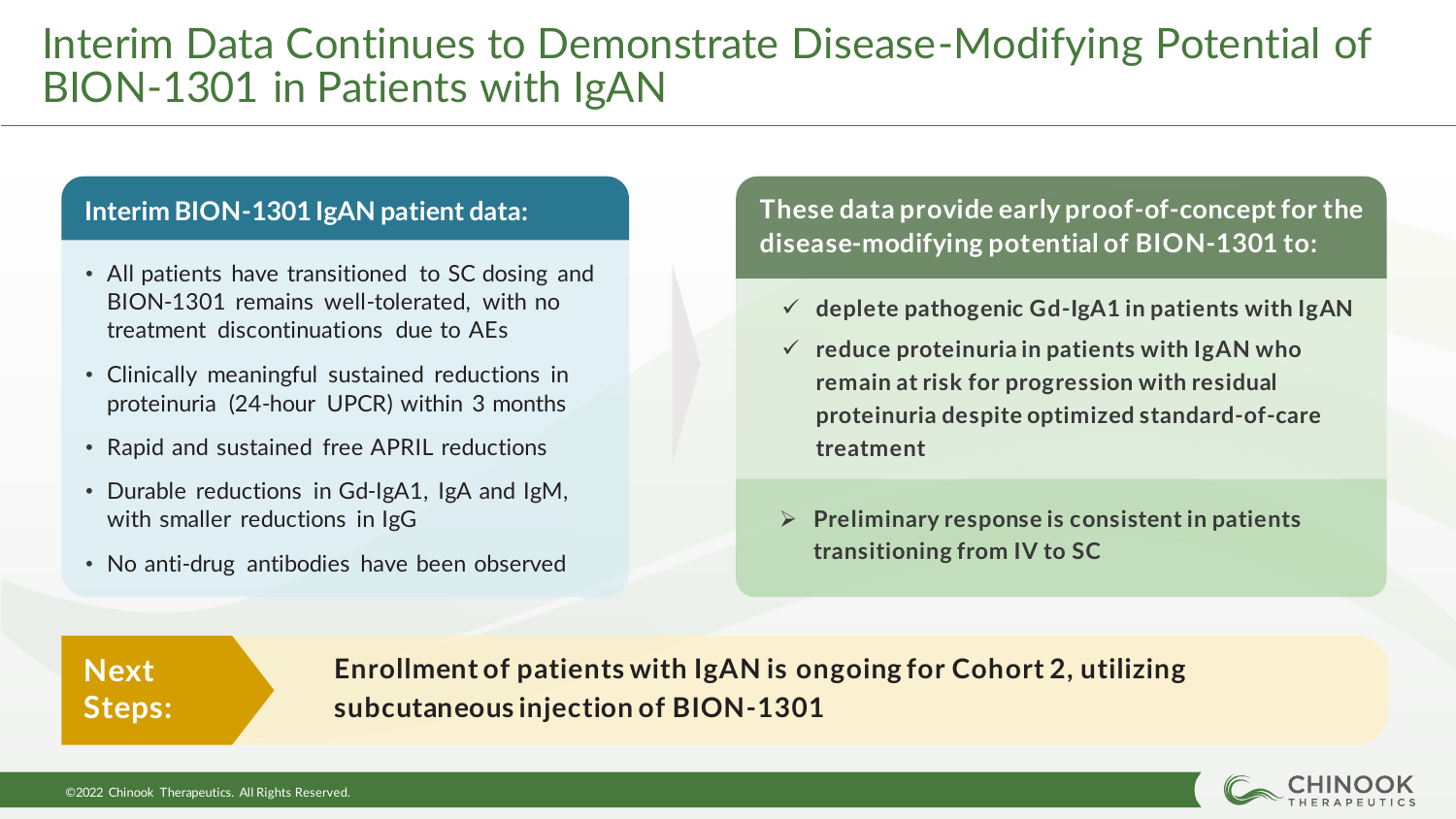# Interim Data Continues to Demonstrate Disease-Modifying Potential of BION-1301 in Patients with IgAN

## Interim BION-1301 IgAN patient data:

- All patients have transitioned to SC dosing and BION-1301 remains well-tolerated, with no treatment discontinuations due to AEs
- Clinically meaningful sustained reductions in proteinuria (24-hour UPCR) within 3 months
- Rapid and sustained free APRIL reductions
- Durable reductions in Gd-IgA1, IgA and IgM, with smaller reductions in IgG
- No anti-drug antibodies have been observed

## These data provide early proof-of-concept for the disease-modifying potential of BION-1301 to:

- ✓ **deplete pathogenic Gd-IgA1 in patients with IgAN**
- ✓ **reduce proteinuria in patients with IgAN who remain at risk for progression with residual proteinuria despite optimized standard-of-care treatment**

➢ **Preliminary response is consistent in patients transitioning from IV to SC**

**Next Steps:** **Enrollment of patients with IgAN is ongoing for Cohort 2, utilizing subcutaneous injection of BION-1301**

©2022 Chinook Therapeutics. All Rights Reserved.